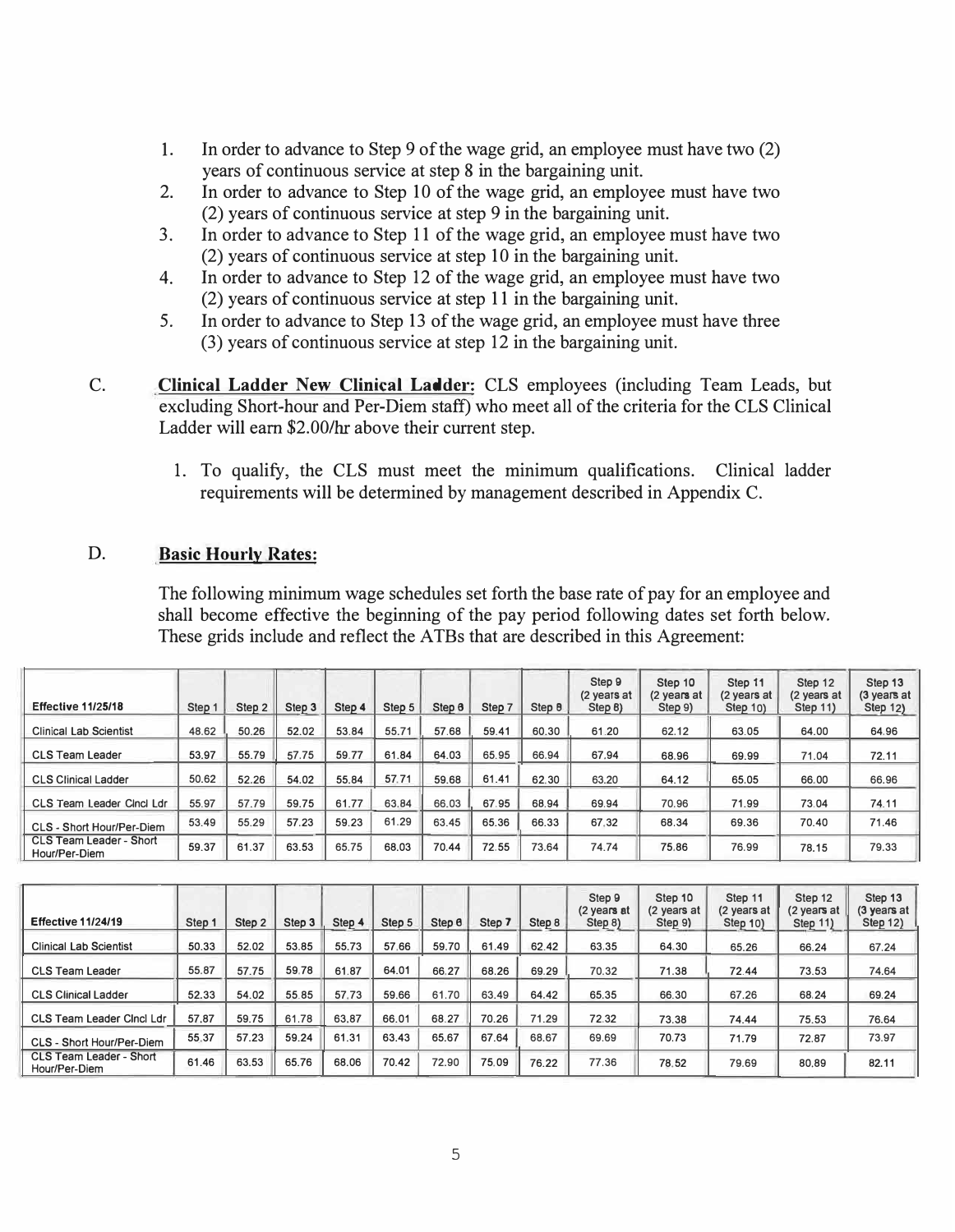1. In order to advance to Step 9 of the wage grid, an employee must have two (2) years of continuous service at step 8 in the bargaining unit.
2. In order to advance to Step 10 of the wage grid, an employee must have two (2) years of continuous service at step 9 in the bargaining unit.
3. In order to advance to Step 11 of the wage grid, an employee must have two (2) years of continuous service at step 10 in the bargaining unit.
4. In order to advance to Step 12 of the wage grid, an employee must have two (2) years of continuous service at step 11 in the bargaining unit.
5. In order to advance to Step 13 of the wage grid, an employee must have three (3) years of continuous service at step 12 in the bargaining unit.

C. **Clinical Ladder New Clinical Ladder:** CLS employees (including Team Leads, but excluding Short-hour and Per-Diem staff) who meet all of the criteria for the CLS Clinical Ladder will earn $2.00/hr above their current step.

1. To qualify, the CLS must meet the minimum qualifications. Clinical ladder requirements will be determined by management described in Appendix C.

D. **Basic Hourly Rates:**

The following minimum wage schedules set forth the base rate of pay for an employee and shall become effective the beginning of the pay period following dates set forth below. These grids include and reflect the ATBs that are described in this Agreement:

| Effective 11/25/18 | Step 1 | Step 2 | Step 3 | Step 4 | Step 5 | Step 6 | Step 7 | Step 8 | Step 9 (2 years at Step 8) | Step 10 (2 years at Step 9) | Step 11 (2 years at Step 10) | Step 12 (2 years at Step 11) | Step 13 (3 years at Step 12) |
|---|---|---|---|---|---|---|---|---|---|---|---|---|---|
| Clinical Lab Scientist | 48.62 | 50.26 | 52.02 | 53.84 | 55.71 | 57.68 | 59.41 | 60.30 | 61.20 | 62.12 | 63.05 | 64.00 | 64.96 |
| CLS Team Leader | 53.97 | 55.79 | 57.75 | 59.77 | 61.84 | 64.03 | 65.95 | 66.94 | 67.94 | 68.96 | 69.99 | 71.04 | 72.11 |
| CLS Clinical Ladder | 50.62 | 52.26 | 54.02 | 55.84 | 57.71 | 59.68 | 61.41 | 62.30 | 63.20 | 64.12 | 65.05 | 66.00 | 66.96 |
| CLS Team Leader Clncl Ldr | 55.97 | 57.79 | 59.75 | 61.77 | 63.84 | 66.03 | 67.95 | 68.94 | 69.94 | 70.96 | 71.99 | 73.04 | 74.11 |
| CLS - Short Hour/Per-Diem | 53.49 | 55.29 | 57.23 | 59.23 | 61.29 | 63.45 | 65.36 | 66.33 | 67.32 | 68.34 | 69.36 | 70.40 | 71.46 |
| CLS Team Leader - Short Hour/Per-Diem | 59.37 | 61.37 | 63.53 | 65.75 | 68.03 | 70.44 | 72.55 | 73.64 | 74.74 | 75.86 | 76.99 | 78.15 | 79.33 |

| Effective 11/24/19 | Step 1 | Step 2 | Step 3 | Step 4 | Step 5 | Step 6 | Step 7 | Step 8 | Step 9 (2 years at Step 8) | Step 10 (2 years at Step 9) | Step 11 (2 years at Step 10) | Step 12 (2 years at Step 11) | Step 13 (3 years at Step 12) |
|---|---|---|---|---|---|---|---|---|---|---|---|---|---|
| Clinical Lab Scientist | 50.33 | 52.02 | 53.85 | 55.73 | 57.66 | 59.70 | 61.49 | 62.42 | 63.35 | 64.30 | 65.26 | 66.24 | 67.24 |
| CLS Team Leader | 55.87 | 57.75 | 59.78 | 61.87 | 64.01 | 66.27 | 68.26 | 69.29 | 70.32 | 71.38 | 72.44 | 73.53 | 74.64 |
| CLS Clinical Ladder | 52.33 | 54.02 | 55.85 | 57.73 | 59.66 | 61.70 | 63.49 | 64.42 | 65.35 | 66.30 | 67.26 | 68.24 | 69.24 |
| CLS Team Leader Clncl Ldr | 57.87 | 59.75 | 61.78 | 63.87 | 66.01 | 68.27 | 70.26 | 71.29 | 72.32 | 73.38 | 74.44 | 75.53 | 76.64 |
| CLS - Short Hour/Per-Diem | 55.37 | 57.23 | 59.24 | 61.31 | 63.43 | 65.67 | 67.64 | 68.67 | 69.69 | 70.73 | 71.79 | 72.87 | 73.97 |
| CLS Team Leader - Short Hour/Per-Diem | 61.46 | 63.53 | 65.76 | 68.06 | 70.42 | 72.90 | 75.09 | 76.22 | 77.36 | 78.52 | 79.69 | 80.89 | 82.11 |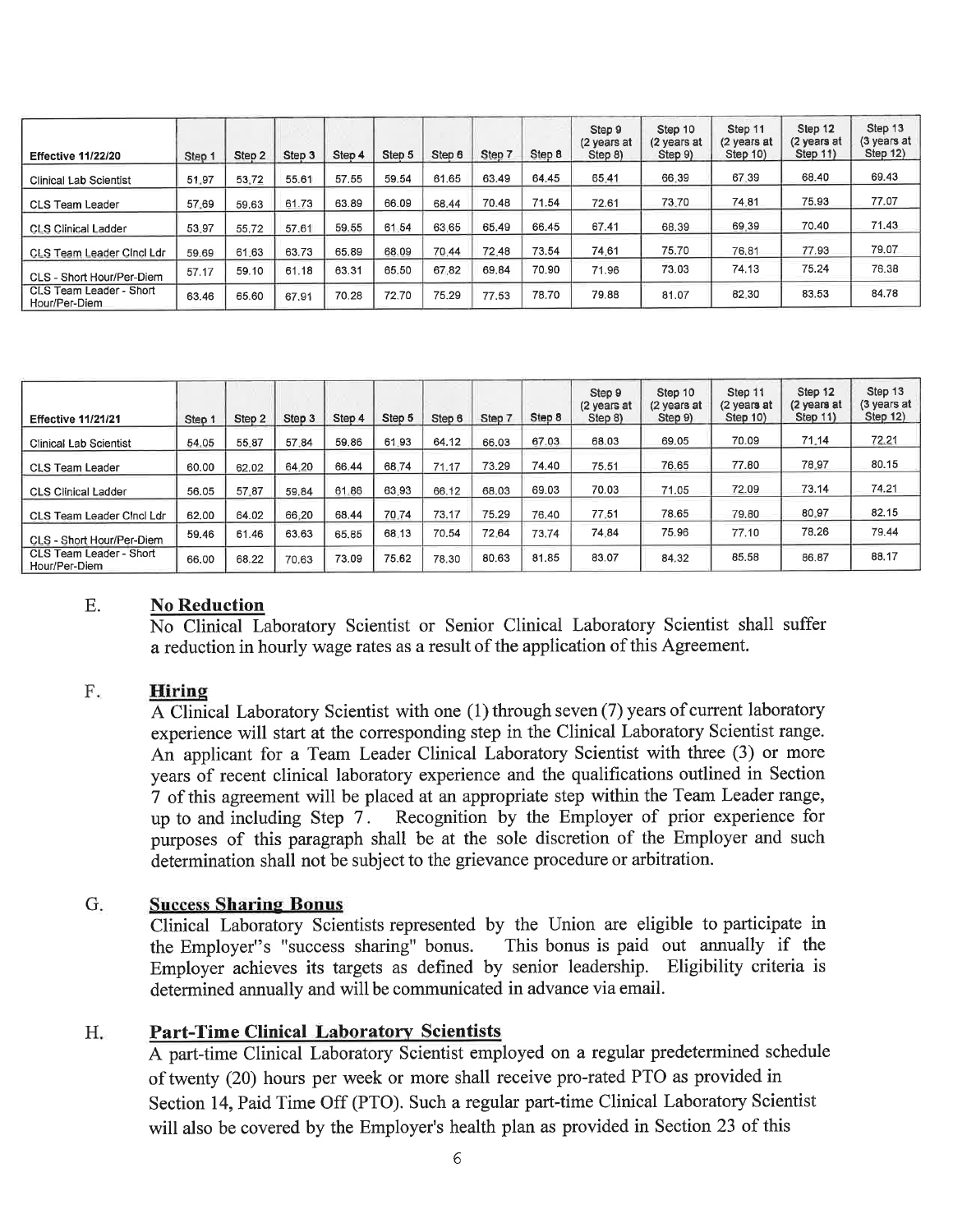| Effective 11/22/20 | Step 1 | Step 2 | Step 3 | Step 4 | Step 5 | Step 6 | Step 7 | Step 8 | Step 9 (2 years at Step 8) | Step 10 (2 years at Step 9) | Step 11 (2 years at Step 10) | Step 12 (2 years at Step 11) | Step 13 (3 years at Step 12) |
|---|---|---|---|---|---|---|---|---|---|---|---|---|---|
| Clinical Lab Scientist | 51.97 | 53.72 | 55.61 | 57.55 | 59.54 | 61.65 | 63.49 | 64.45 | 65.41 | 66.39 | 67.39 | 68.40 | 69.43 |
| CLS Team Leader | 57.69 | 59.63 | 61.73 | 63.89 | 66.09 | 68.44 | 70.48 | 71.54 | 72.61 | 73.70 | 74.81 | 75.93 | 77.07 |
| CLS Clinical Ladder | 53.97 | 55.72 | 57.61 | 59.55 | 61.54 | 63.65 | 65.49 | 66.45 | 67.41 | 68.39 | 69.39 | 70.40 | 71.43 |
| CLS Team Leader Clncl Ldr | 59.69 | 61.63 | 63.73 | 65.89 | 68.09 | 70.44 | 72.48 | 73.54 | 74.61 | 75.70 | 76.81 | 77.93 | 79.07 |
| CLS - Short Hour/Per-Diem | 57.17 | 59.10 | 61.18 | 63.31 | 65.50 | 67.82 | 69.84 | 70.90 | 71.96 | 73.03 | 74.13 | 75.24 | 76.38 |
| CLS Team Leader - Short Hour/Per-Diem | 63.46 | 65.60 | 67.91 | 70.28 | 72.70 | 75.29 | 77.53 | 78.70 | 79.88 | 81.07 | 82.30 | 83.53 | 84.78 |

| Effective 11/21/21 | Step 1 | Step 2 | Step 3 | Step 4 | Step 5 | Step 6 | Step 7 | Step 8 | Step 9 (2 years at Step 8) | Step 10 (2 years at Step 9) | Step 11 (2 years at Step 10) | Step 12 (2 years at Step 11) | Step 13 (3 years at Step 12) |
|---|---|---|---|---|---|---|---|---|---|---|---|---|---|
| Clinical Lab Scientist | 54.05 | 55.87 | 57.84 | 59.86 | 61.93 | 64.12 | 66.03 | 67.03 | 68.03 | 69.05 | 70.09 | 71.14 | 72.21 |
| CLS Team Leader | 60.00 | 62.02 | 64.20 | 66.44 | 68.74 | 71.17 | 73.29 | 74.40 | 75.51 | 76.65 | 77.80 | 78.97 | 80.15 |
| CLS Clinical Ladder | 56.05 | 57.87 | 59.84 | 61.86 | 63.93 | 66.12 | 68.03 | 69.03 | 70.03 | 71.05 | 72.09 | 73.14 | 74.21 |
| CLS Team Leader Clncl Ldr | 62.00 | 64.02 | 66.20 | 68.44 | 70.74 | 73.17 | 75.29 | 76.40 | 77.51 | 78.65 | 79.80 | 80.97 | 82.15 |
| CLS - Short Hour/Per-Diem | 59.46 | 61.46 | 63.63 | 65.85 | 68.13 | 70.54 | 72.64 | 73.74 | 74.84 | 75.96 | 77.10 | 78.26 | 79.44 |
| CLS Team Leader - Short Hour/Per-Diem | 66.00 | 68.22 | 70.63 | 73.09 | 75.62 | 78.30 | 80.63 | 81.85 | 83.07 | 84.32 | 85.58 | 86.87 | 88.17 |

E. **No Reduction**

No Clinical Laboratory Scientist or Senior Clinical Laboratory Scientist shall suffer a reduction in hourly wage rates as a result of the application of this Agreement.

F. **Hiring**

A Clinical Laboratory Scientist with one (1) through seven (7) years of current laboratory experience will start at the corresponding step in the Clinical Laboratory Scientist range. An applicant for a Team Leader Clinical Laboratory Scientist with three (3) or more years of recent clinical laboratory experience and the qualifications outlined in Section 7 of this agreement will be placed at an appropriate step within the Team Leader range, up to and including Step 7. Recognition by the Employer of prior experience for purposes of this paragraph shall be at the sole discretion of the Employer and such determination shall not be subject to the grievance procedure or arbitration.

G. **Success Sharing Bonus**

Clinical Laboratory Scientists represented by the Union are eligible to participate in the Employer"s "success sharing" bonus. This bonus is paid out annually if the Employer achieves its targets as defined by senior leadership. Eligibility criteria is determined annually and will be communicated in advance via email.

H. **Part-Time Clinical Laboratory Scientists**

A part-time Clinical Laboratory Scientist employed on a regular predetermined schedule of twenty (20) hours per week or more shall receive pro-rated PTO as provided in Section 14, Paid Time Off (PTO). Such a regular part-time Clinical Laboratory Scientist will also be covered by the Employer's health plan as provided in Section 23 of this